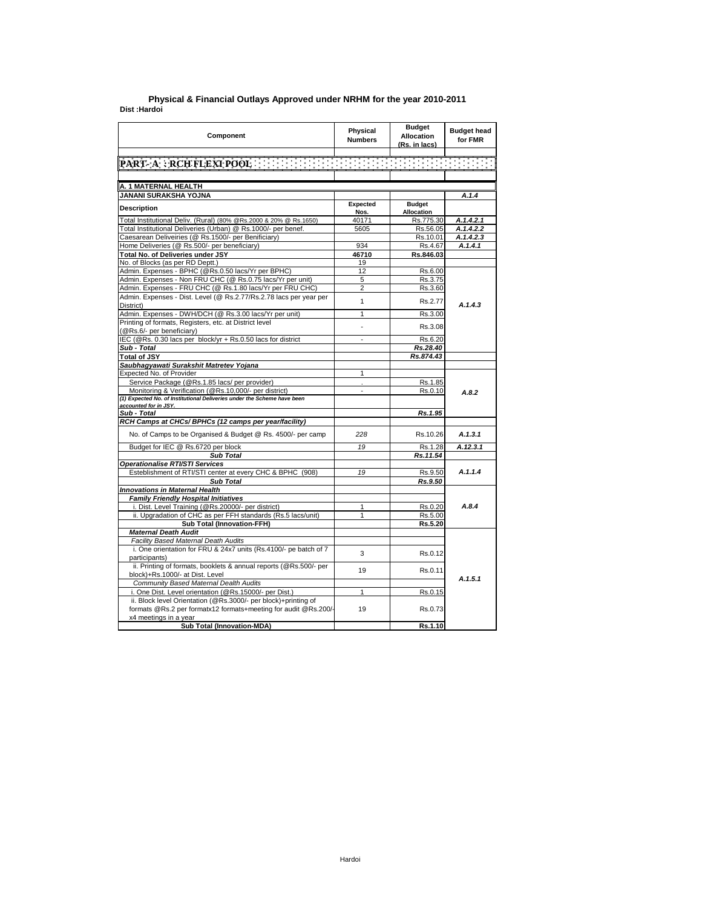## Physical & Financial Outlays Approved under NRHM for the year 2010-2011

**Dist :Hardoi**

| Component | Physical Numbers | Budget Allocation (Rs. in lacs) | Budget head for FMR |
|---|---|---|---|
| **PART- A : RCH FLEXI POOL** | | | |
| **A. 1 MATERNAL HEALTH** | | | |
| **JANANI SURAKSHA YOJNA** | | | *A.1.4* |
| **Description** | **Expected Nos.** | **Budget Allocation** | |
| Total Institutional Deliv. (Rural) (80% @Rs.2000 & 20% @ Rs.1650) | 40171 | Rs.775.30 | *A.1.4.2.1* |
| Total Institutional Deliveries (Urban) @ Rs.1000/- per benef. | 5605 | Rs.56.05 | *A.1.4.2.2* |
| Caesarean Deliveiries (@ Rs.1500/- per Benificiary) | | Rs.10.01 | *A.1.4.2.3* |
| Home Deliveries (@ Rs.500/- per beneficiary) | 934 | Rs.4.67 | *A.1.4.1* |
| **Total No. of Deliveries under JSY** | **46710** | **Rs.846.03** | |
| No. of Blocks (as per RD Deptt.) | 19 | | |
| Admin. Expenses - BPHC (@Rs.0.50 lacs/Yr per BPHC) | 12 | Rs.6.00 | *A.1.4.3* |
| Admin. Expenses - Non FRU CHC (@ Rs.0.75 lacs/Yr per unit) | 5 | Rs.3.75 | |
| Admin. Expenses - FRU CHC (@ Rs.1.80 lacs/Yr per FRU CHC) | 2 | Rs.3.60 | |
| Admin. Expenses - Dist. Level (@ Rs.2.77/Rs.2.78 lacs per year per District) | 1 | Rs.2.77 | |
| Admin. Expenses - DWH/DCH (@ Rs.3.00 lacs/Yr per unit) | 1 | Rs.3.00 | |
| Printing of formats, Registers, etc. at District level (@Rs.6/- per beneficiary) | - | Rs.3.08 | |
| IEC (@Rs. 0.30 lacs per block/yr + Rs.0.50 lacs for district | - | Rs.6.20 | |
| ***Sub - Total*** | | ***Rs.28.40*** | |
| ***Total of JSY*** | | ***Rs.874.43*** | |
| ***Saubhagyawati Surakshit Matretev Yojana*** | | | |
| Expected No. of Provider | 1 | | *A.8.2* |
| Service Package (@Rs.1.85 lacs/ per provider) | . | Rs.1.85 | |
| Monitoring & Verification (@Rs.10,000/- per district) | - | Rs.0.10 | |
| *(1) Expected No. of Institutional Deliveries under the Scheme have been accounted for in JSY.* | | | |
| ***Sub - Total*** | | ***Rs.1.95*** | |
| ***RCH Camps at CHCs/ BPHCs (12 camps per year/facility)*** | | | |
| No. of Camps to be Organised & Budget @ Rs. 4500/- per camp | *228* | Rs.10.26 | *A.1.3.1* |
| Budget for IEC @ Rs.6720 per block | *19* | Rs.1.28 | *A.12.3.1* |
| ***Sub Total*** | | ***Rs.11.54*** | |
| ***Operationalise RTI/STI Services*** | | | |
| Esteblishment of RTI/STI center at every CHC & BPHC (908) | *19* | Rs.9.50 | *A.1.1.4* |
| ***Sub Total*** | | ***Rs.9.50*** | |
| ***Innovations in Maternal Health*** | | | |
| ***Family Friendly Hospital Initiatives*** | | | *A.8.4* |
| i. Dist. Level Training (@Rs.20000/- per district) | 1 | Rs.0.20 | |
| ii. Upgradation of CHC as per FFH standards (Rs.5 lacs/unit) | 1 | Rs.5.00 | |
| **Sub Total (Innovation-FFH)** | | **Rs.5.20** | |
| ***Maternal Death Audit*** | | | *A.1.5.1* |
| *Facility Based Maternal Death Audits* | | | |
| i. One orientation for FRU & 24x7 units (Rs.4100/- pe batch of 7 participants) | 3 | Rs.0.12 | |
| ii. Printing of formats, booklets & annual reports (@Rs.500/- per block)+Rs.1000/- at Dist. Level | 19 | Rs.0.11 | |
| *Community Based Maternal Dealth Audits* | | | |
| i. One Dist. Level orientation (@Rs.15000/- per Dist.) | 1 | Rs.0.15 | |
| ii. Block level Orientation (@Rs.3000/- per block)+printing of formats @Rs.2 per formatx12 formats+meeting for audit @Rs.200/- x4 meetings in a year | 19 | Rs.0.73 | |
| **Sub Total (Innovation-MDA)** | | **Rs.1.10** | |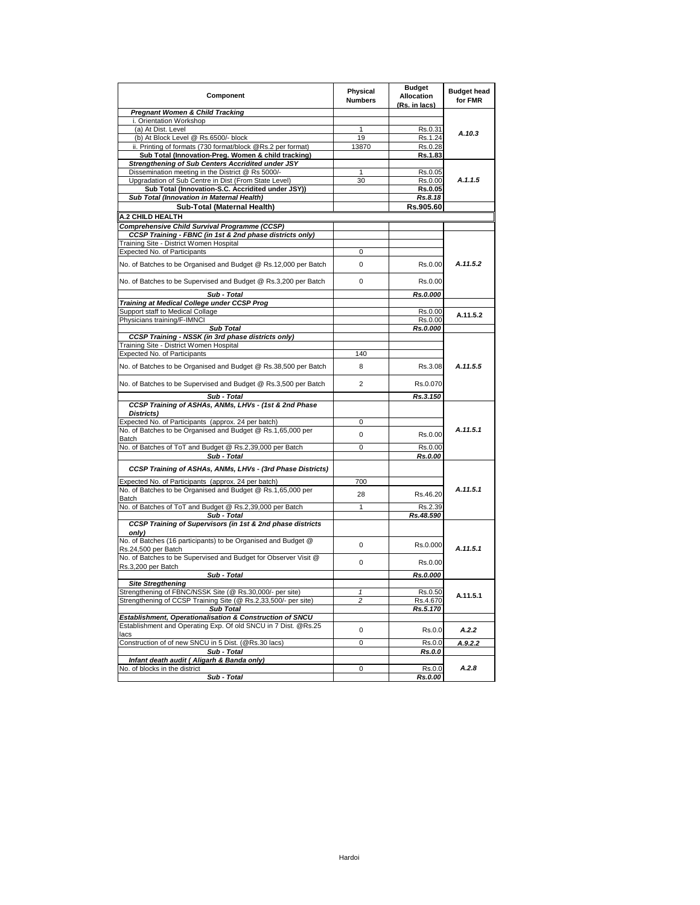| Component | Physical Numbers | Budget Allocation (Rs. in lacs) | Budget head for FMR |
|---|---|---|---|
| ***Pregnant Women & Child Tracking*** | | | |
| i. Orientation Workshop | | | |
| (a) At Dist. Level | 1 | Rs.0.31 | *A.10.3* |
| (b) At Block Level @ Rs.6500/- block | 19 | Rs.1.24 | |
| ii. Printing of formats (730 format/block @Rs.2 per format) | 13870 | Rs.0.28 | |
| **Sub Total (Innovation-Preg. Women & child tracking)** | | **Rs.1.83** | |
| ***Strengthening of Sub Centers Accridited under JSY*** | | | |
| Dissemination meeting in the District @ Rs 5000/- | 1 | Rs.0.05 | *A.1.1.5* |
| Upgradation of Sub Centre in Dist (From State Level) | 30 | Rs.0.00 | |
| **Sub Total (Innovation-S.C. Accridited under JSY))** | | **Rs.0.05** | |
| ***Sub Total (Innovation in Maternal Health)*** | | ***Rs.8.18*** | |
| **Sub-Total (Maternal Health)** | | **Rs.905.60** | |
| **A.2 CHILD HEALTH** | | | |
| ***Comprehensive Child Survival Programme (CCSP)*** | | | |
| ***CCSP Training - FBNC (in 1st & 2nd phase districts only)*** | | | |
| Training Site - District Women Hospital | | | |
| Expected No. of Participants | 0 | | |
| No. of Batches to be Organised and Budget @ Rs.12,000 per Batch | 0 | Rs.0.00 | *A.11.5.2* |
| No. of Batches to be Supervised and Budget @ Rs.3,200 per Batch | 0 | Rs.0.00 | |
| ***Sub - Total*** | | ***Rs.0.000*** | |
| ***Training at Medical College under CCSP Prog*** | | | |
| Support staff to Medical Collage | | Rs.0.00 | A.11.5.2 |
| Physicians training/F-IMNCI | | Rs.0.00 | |
| ***Sub Total*** | | ***Rs.0.000*** | |
| ***CCSP Training - NSSK (in 3rd phase districts only)*** | | | |
| Training Site - District Women Hospital | | | |
| Expected No. of Participants | 140 | | |
| No. of Batches to be Organised and Budget @ Rs.38,500 per Batch | 8 | Rs.3.08 | *A.11.5.5* |
| No. of Batches to be Supervised and Budget @ Rs.3,500 per Batch | 2 | Rs.0.070 | |
| ***Sub - Total*** | | ***Rs.3.150*** | |
| ***CCSP Training of ASHAs, ANMs, LHVs - (1st & 2nd Phase Districts)*** | | | |
| Expected No. of Participants (approx. 24 per batch) | 0 | | *A.11.5.1* |
| No. of Batches to be Organised and Budget @ Rs.1,65,000 per Batch | 0 | Rs.0.00 | |
| No. of Batches of ToT and Budget @ Rs.2,39,000 per Batch | 0 | Rs.0.00 | |
| ***Sub - Total*** | | ***Rs.0.00*** | |
| ***CCSP Training of ASHAs, ANMs, LHVs - (3rd Phase Districts)*** | | | |
| Expected No. of Participants (approx. 24 per batch) | 700 | | *A.11.5.1* |
| No. of Batches to be Organised and Budget @ Rs.1,65,000 per Batch | 28 | Rs.46.20 | |
| No. of Batches of ToT and Budget @ Rs.2,39,000 per Batch | 1 | Rs.2.39 | |
| ***Sub - Total*** | | ***Rs.48.590*** | |
| ***CCSP Training of Supervisors (in 1st & 2nd phase districts only)*** | | | |
| No. of Batches (16 participants) to be Organised and Budget @ Rs.24,500 per Batch | 0 | Rs.0.000 | *A.11.5.1* |
| No. of Batches to be Supervised and Budget for Observer Visit @ Rs.3,200 per Batch | 0 | Rs.0.00 | |
| ***Sub - Total*** | | ***Rs.0.000*** | |
| ***Site Stregthening*** | | | |
| Strengthening of FBNC/NSSK Site (@ Rs.30,000/- per site) | *1* | Rs.0.50 | A.11.5.1 |
| Strengthening of CCSP Training Site (@ Rs.2,33,500/- per site) | *2* | Rs.4.670 | |
| ***Sub Total*** | | ***Rs.5.170*** | |
| ***Establishment, Operationalisation & Construction of SNCU*** | | | |
| Establishment and Operating Exp. Of old SNCU in 7 Dist. @Rs.25 lacs | 0 | Rs.0.0 | *A.2.2* |
| Construction of of new SNCU in 5 Dist. (@Rs.30 lacs) | 0 | Rs.0.0 | *A.9.2.2* |
| ***Sub - Total*** | | ***Rs.0.0*** | |
| ***Infant death audit ( Aligarh & Banda only)*** | | | |
| No. of blocks in the district | 0 | Rs.0.0 | *A.2.8* |
| ***Sub - Total*** | | ***Rs.0.00*** | |

Hardoi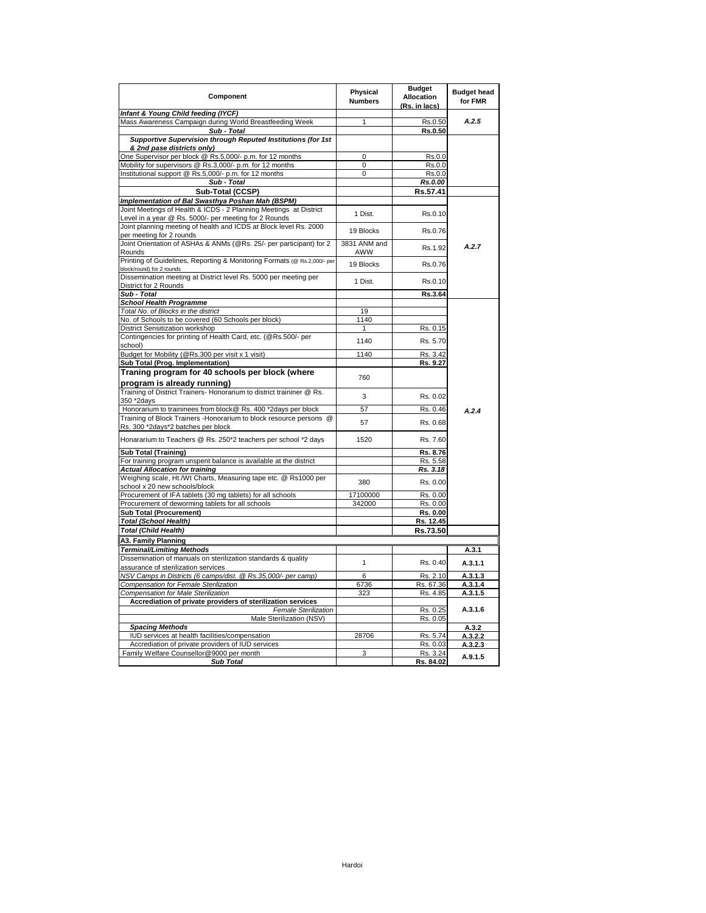| Component | Physical Numbers | Budget Allocation (Rs. in lacs) | Budget head for FMR |
|---|---|---|---|
| ***Infant & Young Child feeding (IYCF)*** | | | |
| Mass Awareness Campaign during World Breastfeeding Week | 1 | Rs.0.50 | *A.2.5* |
| ***Sub - Total*** | | **Rs.0.50** | |
| ***Supportive Supervision through Reputed Institutions (for 1st & 2nd pase districts only)*** | | | |
| One Supervisor per block @ Rs.5,000/- p.m. for 12 months | 0 | Rs.0.0 | |
| Mobility for supervisors @ Rs.3,000/- p.m. for 12 months | 0 | Rs.0.0 | |
| Institutional support @ Rs.5,000/- p.m. for 12 months | 0 | Rs.0.0 | |
| ***Sub - Total*** | | ***Rs.0.00*** | |
| **Sub-Total (CCSP)** | | **Rs.57.41** | |
| ***Implementation of Bal Swasthya Poshan Mah (BSPM)*** | | | |
| Joint Meetings of Health & ICDS - 2 Planning Meetings at District Level in a year @ Rs. 5000/- per meeting for 2 Rounds | 1 Dist. | Rs.0.10 | *A.2.7* |
| Joint planning meeting of health and ICDS at Block level Rs. 2000 per meeting for 2 rounds | 19 Blocks | Rs.0.76 | |
| Joint Orientation of ASHAs & ANMs (@Rs. 25/- per participant) for 2 Rounds | 3831 ANM and AWW | Rs.1.92 | |
| Printing of Guidelines, Reporting & Monitoring Formats (@ Rs.2,000/- per block/round) for 2 rounds | 19 Blocks | Rs.0.76 | |
| Dissemination meeting at District level Rs. 5000 per meeting per District for 2 Rounds | 1 Dist. | Rs.0.10 | |
| ***Sub - Total*** | | **Rs.3.64** | |
| ***School Health Programme*** | | | *A.2.4* |
| *Total No. of Blocks in the district* | 19 | | |
| No. of Schools to be covered (60 Schools per block) | 1140 | | |
| District Sensitization workshop | 1 | Rs. 0.15 | |
| Contingencies for printing of Health Card, etc. (@Rs.500/- per school) | 1140 | Rs. 5.70 | |
| Budget for Mobility (@Rs.300 per visit x 1 visit) | 1140 | Rs. 3.42 | |
| **Sub Total (Prog. Implementation)** | | **Rs. 9.27** | |
| **Traning program for 40 schools per block (where program is already running)** | 760 | | |
| Training of District Trainers- Honorarium to district traininer @ Rs. 350 *2days | 3 | Rs. 0.02 | |
| Honorarium to traininees from block@ Rs. 400 *2days per block | 57 | Rs. 0.46 | |
| Training of Block Trainers -Honorarium to block resource persons @ Rs. 300 *2days*2 batches per block | 57 | Rs. 0.68 | |
| Honorarium to Teachers @ Rs. 250*2 teachers per school *2 days | 1520 | Rs. 7.60 | |
| **Sub Total (Training)** | | **Rs. 8.76** | |
| For training program unspent balance is available at the district | | Rs. 5.58 | |
| ***Actual Allocation for training*** | | ***Rs. 3.18*** | |
| Weighing scale, Ht./Wt Charts, Measuring tape etc. @ Rs1000 per school x 20 new schools/block | 380 | Rs. 0.00 | |
| Procurement of IFA tablets (30 mg tablets) for all schools | 17100000 | Rs. 0.00 | |
| Procurement of deworming tablets for all schools | 342000 | Rs. 0.00 | |
| **Sub Total (Procurement)** | | **Rs. 0.00** | |
| ***Total (School Health)*** | | **Rs. 12.45** | |
| ***Total (Child Health)*** | | **Rs.73.50** | |
| **A3. Family Planning** | | | |
| ***Terminal/Limiting Methods*** | | | **A.3.1** |
| Dissemination of manuals on sterilization standards & quality assurance of sterilization services | 1 | Rs. 0.40 | **A.3.1.1** |
| *NSV Camps in Districts (6 camps/dist. @ Rs.35,000/- per camp)* | 6 | Rs. 2.10 | **A.3.1.3** |
| *Compensation for Female Sterilization* | 6736 | Rs. 67.36 | **A.3.1.4** |
| *Compensation for Male Sterilization* | 323 | Rs. 4.85 | **A.3.1.5** |
| **Accrediation of private providers of sterilization services** | | | **A.3.1.6** |
| *Female Sterilization* | | Rs. 0.25 | |
| Male Sterilization (NSV) | | Rs. 0.05 | |
| ***Spacing Methods*** | | | **A.3.2** |
| IUD services at health facilities/compensation | 28706 | Rs. 5.74 | **A.3.2.2** |
| Accrediation of private providers of IUD services | | Rs. 0.03 | **A.3.2.3** |
| Family Welfare Counsellor@9000 per month | 3 | Rs. 3.24 | **A.9.1.5** |
| ***Sub Total*** | | **Rs. 84.02** | |

Hardoi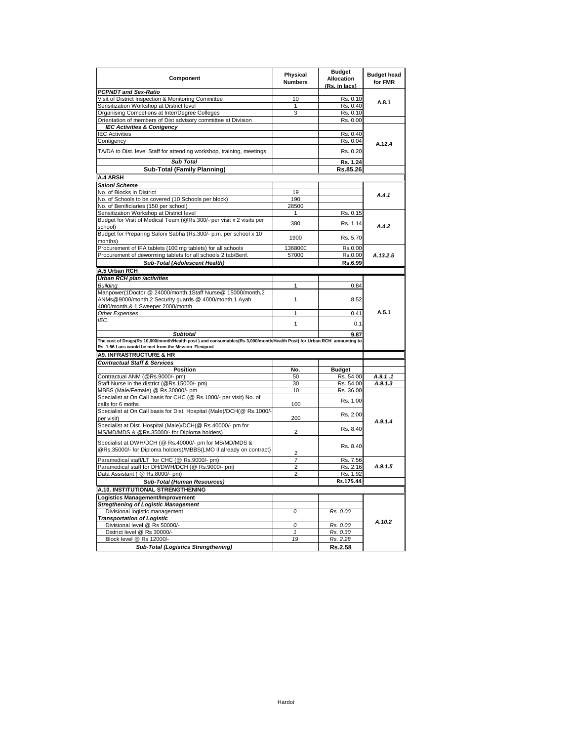| Component | Physical Numbers | Budget Allocation (Rs. in lacs) | Budget head for FMR |
|---|---|---|---|
| ***PCPNDT and Sex-Ratio*** | | | |
| Visit of District Inspection & Monitoring Committee | 10 | Rs. 0.10 | A.8.1 |
| Sensitization Workshop at District level | 1 | Rs. 0.40 | |
| Organising Competions at Inter/Degree Colleges | 3 | Rs. 0.10 | |
| Orientation of members of Dist advisory committee at Division | | Rs. 0.00 | |
| ***IEC Activities & Conigency*** | | | A.12.4 |
| IEC Activities | | Rs. 0.40 | |
| Contigency | | Rs. 0.04 | |
| TA/DA to Dist. level Staff for attending workshop, training, meetings | | Rs. 0.20 | |
| ***Sub Total*** | | **Rs. 1.24** | |
| **Sub-Total (Family Planning)** | | **Rs.85.26** | |
| **A.4 ARSH** | | | |
| ***Saloni Scheme*** | | | |
| No. of Blocks in District | 19 | | *A.4.1* |
| No. of Schools to be covered (10 Schools per block) | 190 | | |
| No. of Benificiaries (150 per school) | 28500 | | |
| Sensitization Workshop at District level | 1 | Rs. 0.15 | *A.4.2* |
| Budget for Visit of Medical Team (@Rs.300/- per visit x 2 visits per school) | 380 | Rs. 1.14 | |
| Budget for Preparing Saloni Sabha (Rs.300/- p.m. per school x 10 months) | 1900 | Rs. 5.70 | |
| Procurement of IFA tablets (100 mg tablets) for all schools | 1368000 | Rs.0.00 | *A.13.2.5* |
| Procurement of deworming tablets for all schools 2 tab/Benf. | 57000 | Rs.0.00 | |
| ***Sub-Total (Adolescent Health)*** | | **Rs.6.99** | |
| **A.5 Urban RCH** | | | |
| ***Urban RCH plan /activities*** | | | A.5.1 |
| *Building* | 1 | 0.84 | |
| Manpower(1Doctor @ 24000/month,1Staff Nurse@ 15000/month,2 ANMs@9000/month,2 Security guards @ 4000/month,1 Ayah 4000/month,& 1 Sweeper 2000/month | 1 | 8.52 | |
| *Other Expenses* | 1 | 0.41 | |
| *IEC* | 1 | 0.1 | |
| ***Subtotal*** | | **9.87** | |
| **The cost of Drugs(Rs 10,000/month/Health post ) and consumables(Rs 3,000/month/Health Post) for Urban RCH amounting to Rs 1.56 Lacs would be met from the Mission Flexipool** | | | |
| **A9. INFRASTRUCTURE & HR** | | | |
| ***Contractual Staff & Services*** | | | |
| **Position** | **No.** | **Budget** | |
| Contractual ANM (@Rs.9000/- pm) | 50 | Rs. 54.00 | *A.9.1 .1* |
| Staff Nurse in the district (@Rs.15000/- pm) | 30 | Rs. 54.00 | *A.9.1.3* |
| MBBS (Male/Female) @ Rs.30000/- pm | 10 | Rs. 36.00 | *A.9.1.4* |
| Specialist at On Call basis for CHC (@ Rs.1000/- per visit) No. of calls for 6 moths | 100 | Rs. 1.00 | |
| Specialist at On Call basis for Dist. Hospital (Male)/DCH(@ Rs.1000/- per visit) | 200 | Rs. 2.00 | |
| Specialist at Dist. Hospital (Male)/DCH(@ Rs.40000/- pm for MS/MD/MDS & @Rs.35000/- for Diploma holders) | 2 | Rs. 8.40 | |
| Specialist at DWH/DCH (@ Rs.40000/- pm for MS/MD/MDS & @Rs.35000/- for Diploma holders)/MBBS(LMO if already on contract) | 2 | Rs. 8.40 | |
| Paramedical staff/LT for CHC (@ Rs.9000/- pm) | 7 | Rs. 7.56 | *A.9.1.5* |
| Paramedical staff for DH/DWH/DCH (@ Rs.9000/- pm) | 2 | Rs. 2.16 | |
| Data Assistant ( @ Rs.8000/- pm) | 2 | Rs. 1.92 | |
| ***Sub-Total (Human Resources)*** | | **Rs.175.44** | |
| **A.10. INSTITUTIONAL STRENGTHENING** | | | |
| **Logistics Management/Improvement** | | | *A.10.2* |
| ***Stregthening of Logistic Management*** | | | |
| Divisional logistic management | *0* | *Rs. 0.00* | |
| ***Transportation of Logistic*** | | | |
| Divisional level @ Rs 50000/- | *0* | *Rs. 0.00* | |
| District level @ Rs 30000/- | *1* | *Rs. 0.30* | |
| Block level @ Rs 12000/- | *19* | *Rs. 2.28* | |
| ***Sub-Total (Logistics Strengthening)*** | | **Rs.2.58** | |

Hardoi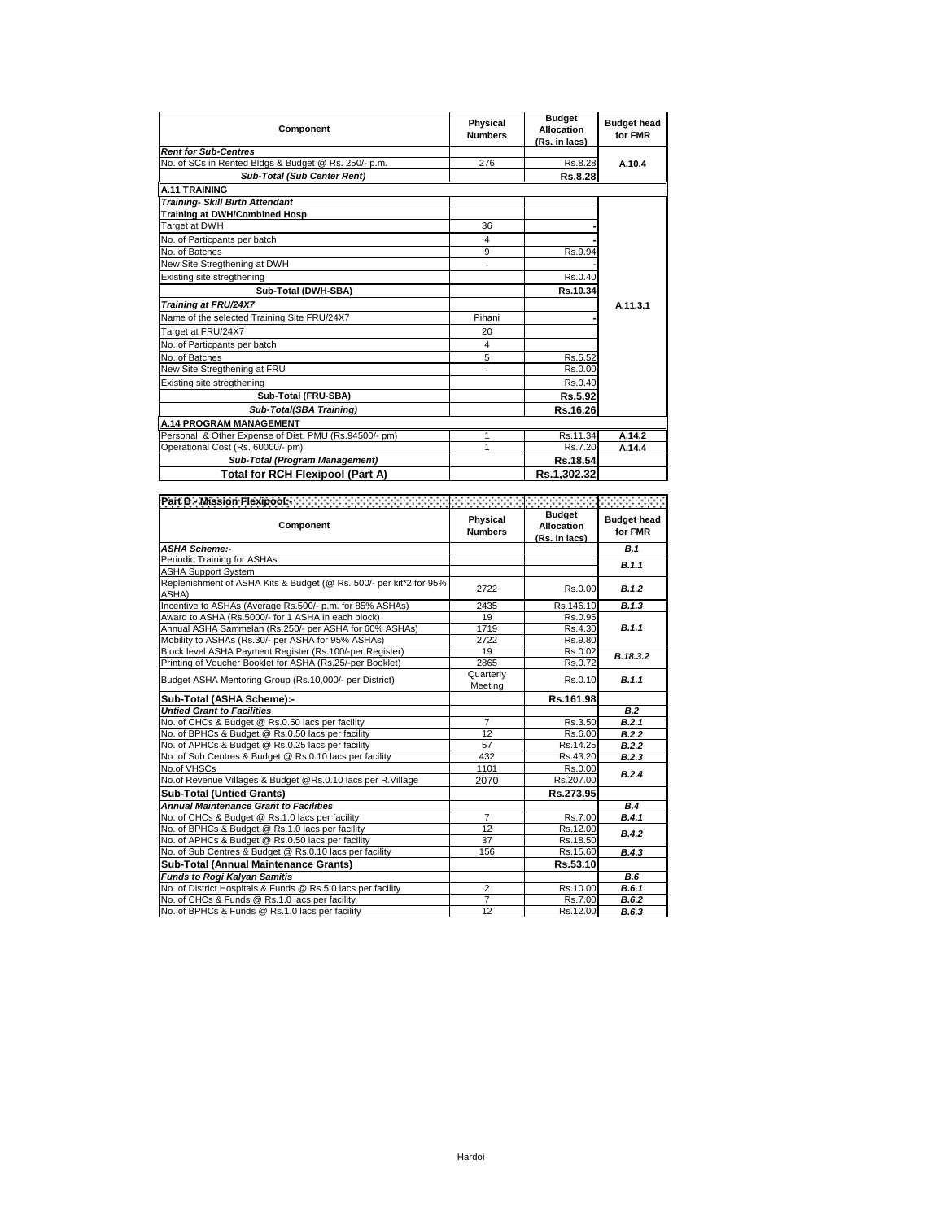| Component | Physical Numbers | Budget Allocation (Rs. in lacs) | Budget head for FMR |
|---|---|---|---|
| ***Rent for Sub-Centres*** | | | |
| No. of SCs in Rented Bldgs & Budget @ Rs. 250/- p.m. | 276 | Rs.8.28 | A.10.4 |
| ***Sub-Total (Sub Center Rent)*** | | **Rs.8.28** | |
| **A.11 TRAINING** | | | |
| ***Training- Skill Birth Attendant*** | | | |
| **Training at DWH/Combined Hosp** | | | |
| Target at DWH | 36 | - | |
| No. of Particpants per batch | 4 | - | |
| No. of Batches | 9 | Rs.9.94 | |
| New Site Stregthening at DWH | - | - | |
| Existing site stregthening | | Rs.0.40 | |
| **Sub-Total (DWH-SBA)** | | **Rs.10.34** | |
| ***Training at FRU/24X7*** | | | A.11.3.1 |
| Name of the selected Training Site FRU/24X7 | Pihani | - | |
| Target at FRU/24X7 | 20 | | |
| No. of Particpants per batch | 4 | | |
| No. of Batches | 5 | Rs.5.52 | |
| New Site Stregthening at FRU | - | Rs.0.00 | |
| Existing site stregthening | | Rs.0.40 | |
| **Sub-Total (FRU-SBA)** | | **Rs.5.92** | |
| ***Sub-Total(SBA Training)*** | | **Rs.16.26** | |
| **A.14 PROGRAM MANAGEMENT** | | | |
| Personal & Other Expense of Dist. PMU (Rs.94500/- pm) | 1 | Rs.11.34 | A.14.2 |
| Operational Cost (Rs. 60000/- pm) | 1 | Rs.7.20 | A.14.4 |
| ***Sub-Total (Program Management)*** | | **Rs.18.54** | |
| **Total for RCH Flexipool (Part A)** | | **Rs.1,302.32** | |

**Part B - Mission Flexipool:-**

| Component | Physical Numbers | Budget Allocation (Rs. in lacs) | Budget head for FMR |
|---|---|---|---|
| ***ASHA Scheme:-*** | | | ***B.1*** |
| Periodic Training for ASHAs | | | ***B.1.1*** |
| ASHA Support System | | | |
| Replenishment of ASHA Kits & Budget (@ Rs. 500/- per kit*2 for 95% ASHA) | 2722 | Rs.0.00 | ***B.1.2*** |
| Incentive to ASHAs (Average Rs.500/- p.m. for 85% ASHAs) | 2435 | Rs.146.10 | ***B.1.3*** |
| Award to ASHA (Rs.5000/- for 1 ASHA in each block) | 19 | Rs.0.95 | ***B.1.1*** |
| Annual ASHA Sammelan (Rs.250/- per ASHA for 60% ASHAs) | 1719 | Rs.4.30 | |
| Mobility to ASHAs (Rs.30/- per ASHA for 95% ASHAs) | 2722 | Rs.9.80 | |
| Block level ASHA Payment Register (Rs.100/-per Register) | 19 | Rs.0.02 | ***B.18.3.2*** |
| Printing of Voucher Booklet for ASHA (Rs.25/-per Booklet) | 2865 | Rs.0.72 | |
| Budget ASHA Mentoring Group (Rs.10,000/- per District) | Quarterly Meeting | Rs.0.10 | ***B.1.1*** |
| **Sub-Total (ASHA Scheme):-** | | **Rs.161.98** | |
| ***Untied Grant to Facilities*** | | | ***B.2*** |
| No. of CHCs & Budget @ Rs.0.50 lacs per facility | 7 | Rs.3.50 | ***B.2.1*** |
| No. of BPHCs & Budget @ Rs.0.50 lacs per facility | 12 | Rs.6.00 | ***B.2.2*** |
| No. of APHCs & Budget @ Rs.0.25 lacs per facility | 57 | Rs.14.25 | ***B.2.2*** |
| No. of Sub Centres & Budget @ Rs.0.10 lacs per facility | 432 | Rs.43.20 | ***B.2.3*** |
| No.of VHSCs | 1101 | Rs.0.00 | ***B.2.4*** |
| No.of Revenue Villages & Budget @Rs.0.10 lacs per R.Village | 2070 | Rs.207.00 | |
| **Sub-Total (Untied Grants)** | | **Rs.273.95** | |
| ***Annual Maintenance Grant to Facilities*** | | | ***B.4*** |
| No. of CHCs & Budget @ Rs.1.0 lacs per facility | 7 | Rs.7.00 | ***B.4.1*** |
| No. of BPHCs & Budget @ Rs.1.0 lacs per facility | 12 | Rs.12.00 | ***B.4.2*** |
| No. of APHCs & Budget @ Rs.0.50 lacs per facility | 37 | Rs.18.50 | |
| No. of Sub Centres & Budget @ Rs.0.10 lacs per facility | 156 | Rs.15.60 | ***B.4.3*** |
| **Sub-Total (Annual Maintenance Grants)** | | **Rs.53.10** | |
| ***Funds to Rogi Kalyan Samitis*** | | | ***B.6*** |
| No. of District Hospitals & Funds @ Rs.5.0 lacs per facility | 2 | Rs.10.00 | ***B.6.1*** |
| No. of CHCs & Funds @ Rs.1.0 lacs per facility | 7 | Rs.7.00 | ***B.6.2*** |
| No. of BPHCs & Funds @ Rs.1.0 lacs per facility | 12 | Rs.12.00 | ***B.6.3*** |

Hardoi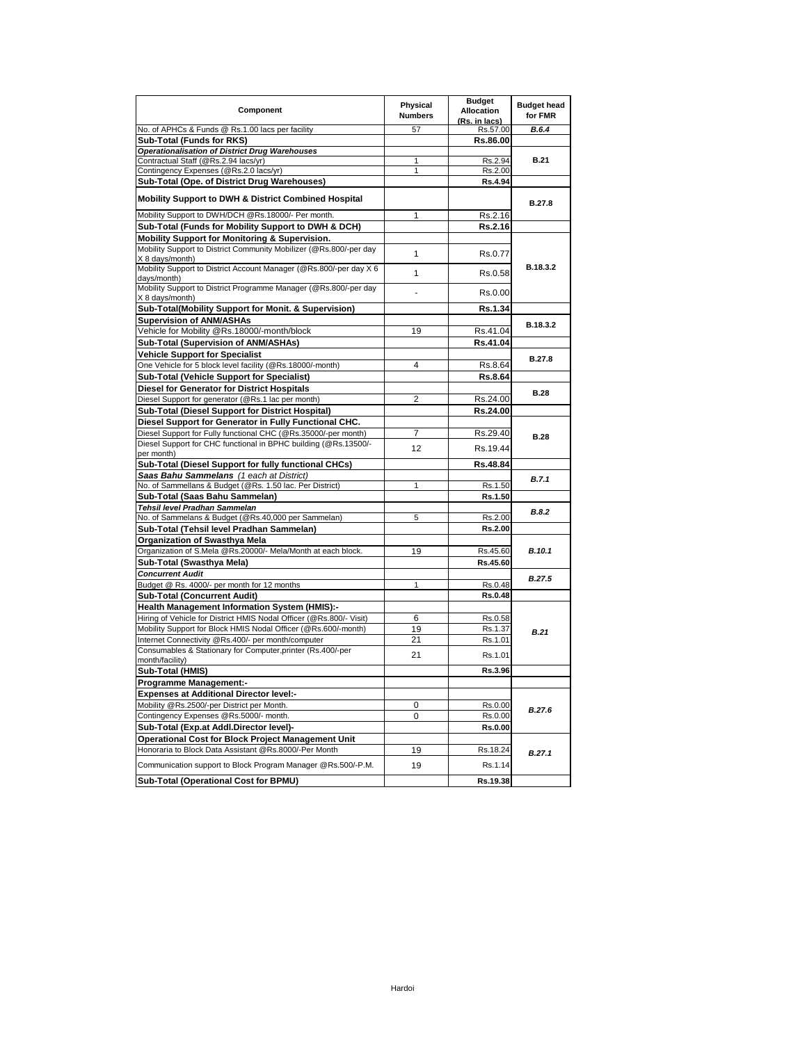| Component | Physical Numbers | Budget Allocation (Rs. in lacs) | Budget head for FMR |
|---|---|---|---|
| No. of APHCs & Funds @ Rs.1.00 lacs per facility | 57 | Rs.57.00 | *B.6.4* |
| **Sub-Total (Funds for RKS)** | | **Rs.86.00** | |
| ***Operationalisation of District Drug Warehouses*** | | | **B.21** |
| Contractual Staff (@Rs.2.94 lacs/yr) | 1 | Rs.2.94 | |
| Contingency Expenses (@Rs.2.0 lacs/yr) | 1 | Rs.2.00 | |
| **Sub-Total (Ope. of District Drug Warehouses)** | | **Rs.4.94** | |
| **Mobility Support to DWH & District Combined Hospital** | | | **B.27.8** |
| Mobility Support to DWH/DCH @Rs.18000/- Per month. | 1 | Rs.2.16 | |
| **Sub-Total (Funds for Mobility Support to DWH & DCH)** | | **Rs.2.16** | |
| **Mobility Support for Monitoring & Supervision.** | | | **B.18.3.2** |
| Mobility Support to District Community Mobilizer (@Rs.800/-per day X 8 days/month) | 1 | Rs.0.77 | |
| Mobility Support to District Account Manager (@Rs.800/-per day X 6 days/month) | 1 | Rs.0.58 | |
| Mobility Support to District Programme Manager (@Rs.800/-per day X 8 days/month) | - | Rs.0.00 | |
| **Sub-Total(Mobility Support for Monit. & Supervision)** | | **Rs.1.34** | |
| **Supervision of ANM/ASHAs** | | | **B.18.3.2** |
| Vehicle for Mobility @Rs.18000/-month/block | 19 | Rs.41.04 | |
| **Sub-Total (Supervision of ANM/ASHAs)** | | **Rs.41.04** | |
| **Vehicle Support for Specialist** | | | **B.27.8** |
| One Vehicle for 5 block level facility (@Rs.18000/-month) | 4 | Rs.8.64 | |
| **Sub-Total (Vehicle Support for Specialist)** | | **Rs.8.64** | |
| **Diesel for Generator for District Hospitals** | | | **B.28** |
| Diesel Support for generator (@Rs.1 lac per month) | 2 | Rs.24.00 | |
| **Sub-Total (Diesel Support for District Hospital)** | | **Rs.24.00** | |
| **Diesel Support for Generator in Fully Functional CHC.** | | | **B.28** |
| Diesel Support for Fully functional CHC (@Rs.35000/-per month) | 7 | Rs.29.40 | |
| Diesel Support for CHC functional in BPHC building (@Rs.13500/-per month) | 12 | Rs.19.44 | |
| **Sub-Total (Diesel Support for fully functional CHCs)** | | **Rs.48.84** | |
| ***Saas Bahu Sammelans** (1 each at District)* | | | ***B.7.1*** |
| No. of Sammellans & Budget (@Rs. 1.50 lac. Per District) | 1 | Rs.1.50 | |
| **Sub-Total (Saas Bahu Sammelan)** | | **Rs.1.50** | |
| ***Tehsil level Pradhan Sammelan*** | | | ***B.8.2*** |
| No. of Sammelans & Budget (@Rs.40,000 per Sammelan) | 5 | Rs.2.00 | |
| **Sub-Total (Tehsil level Pradhan Sammelan)** | | **Rs.2.00** | |
| **Organization of Swasthya Mela** | | | ***B.10.1*** |
| Organization of S.Mela @Rs.20000/- Mela/Month at each block. | 19 | Rs.45.60 | |
| **Sub-Total (Swasthya Mela)** | | **Rs.45.60** | |
| ***Concurrent Audit*** | | | ***B.27.5*** |
| Budget @ Rs. 4000/- per month for 12 months | 1 | Rs.0.48 | |
| **Sub-Total (Concurrent Audit)** | | **Rs.0.48** | |
| **Health Management Information System (HMIS):-** | | | ***B.21*** |
| Hiring of Vehicle for District HMIS Nodal Officer (@Rs.800/- Visit) | 6 | Rs.0.58 | |
| Mobility Support for Block HMIS Nodal Officer (@Rs.600/-month) | 19 | Rs.1.37 | |
| Internet Connectivity @Rs.400/- per month/computer | 21 | Rs.1.01 | |
| Consumables & Stationary for Computer,printer (Rs.400/-per month/facility) | 21 | Rs.1.01 | |
| **Sub-Total (HMIS)** | | **Rs.3.96** | |
| **Programme Management:-** | | | |
| **Expenses at Additional Director level:-** | | | ***B.27.6*** |
| Mobility @Rs.2500/-per District per Month. | 0 | Rs.0.00 | |
| Contingency Expenses @Rs.5000/- month. | 0 | Rs.0.00 | |
| **Sub-Total (Exp.at Addl.Director level)-** | | **Rs.0.00** | |
| **Operational Cost for Block Project Management Unit** | | | ***B.27.1*** |
| Honoraria to Block Data Assistant @Rs.8000/-Per Month | 19 | Rs.18.24 | |
| Communication support to Block Program Manager @Rs.500/-P.M. | 19 | Rs.1.14 | |
| **Sub-Total (Operational Cost for BPMU)** | | **Rs.19.38** | |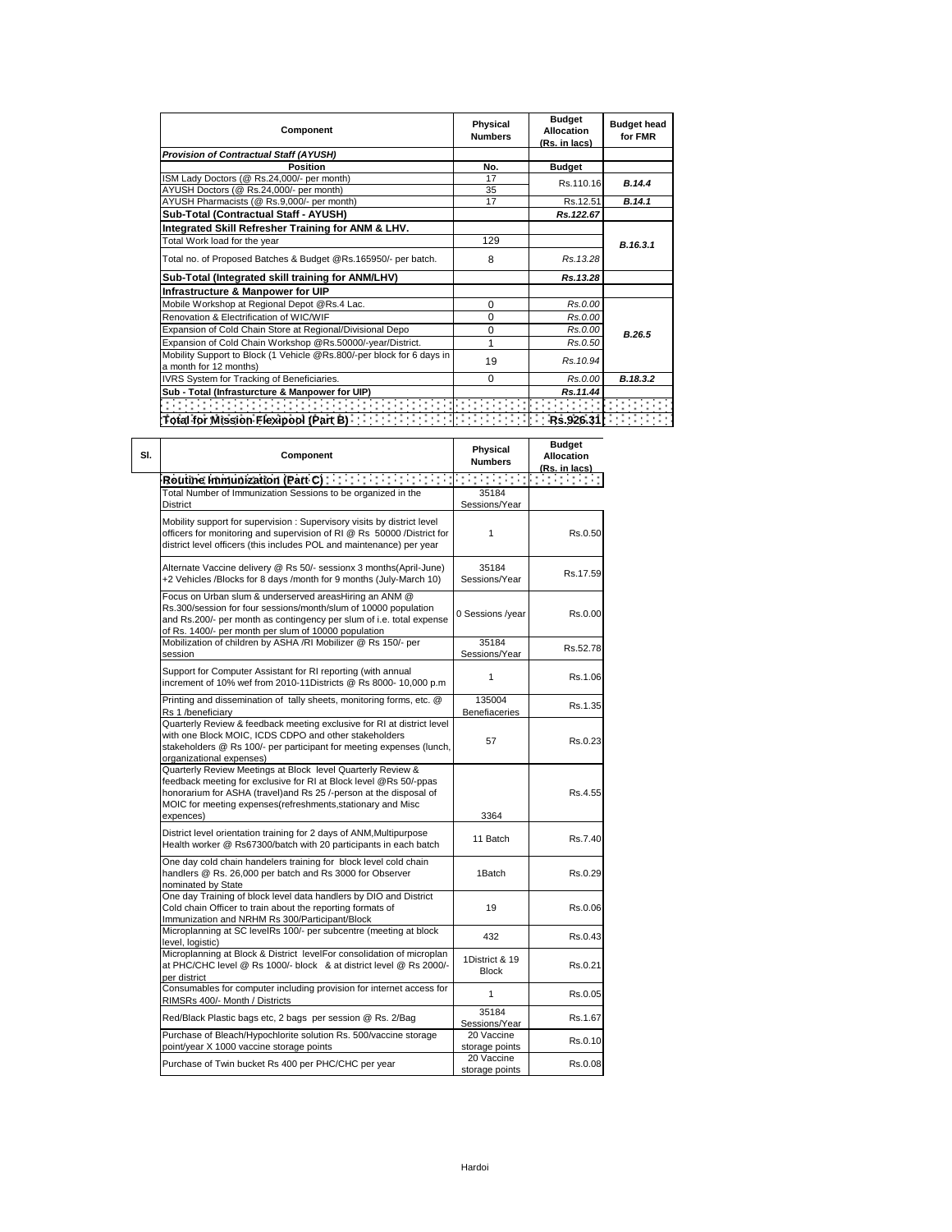| Component | Physical Numbers | Budget Allocation (Rs. in lacs) | Budget head for FMR |
|---|---|---|---|
| ***Provision of Contractual Staff (AYUSH)*** | | | |
| **Position** | **No.** | **Budget** | |
| ISM Lady Doctors (@ Rs.24,000/- per month) | 17 | Rs.110.16 | ***B.14.4*** |
| AYUSH Doctors (@ Rs.24,000/- per month) | 35 | | |
| AYUSH Pharmacists (@ Rs.9,000/- per month) | 17 | Rs.12.51 | ***B.14.1*** |
| **Sub-Total (Contractual Staff - AYUSH)** | | ***Rs.122.67*** | |
| **Integrated Skill Refresher Training for ANM & LHV.** | | | |
| Total Work load for the year | 129 | | ***B.16.3.1*** |
| Total no. of Proposed Batches & Budget @Rs.165950/- per batch. | 8 | *Rs.13.28* | |
| **Sub-Total (Integrated skill training for ANM/LHV)** | | ***Rs.13.28*** | |
| **Infrastructure & Manpower for UIP** | | | |
| Mobile Workshop at Regional Depot @Rs.4 Lac. | 0 | *Rs.0.00* | ***B.26.5*** |
| Renovation & Electrification of WIC/WIF | 0 | *Rs.0.00* | |
| Expansion of Cold Chain Store at Regional/Divisional Depo | 0 | *Rs.0.00* | |
| Expansion of Cold Chain Workshop @Rs.50000/-year/District. | 1 | *Rs.0.50* | |
| Mobility Support to Block (1 Vehicle @Rs.800/-per block for 6 days in a month for 12 months) | 19 | *Rs.10.94* | |
| IVRS System for Tracking of Beneficiaries. | 0 | *Rs.0.00* | ***B.18.3.2*** |
| **Sub - Total (Infrasturcture & Manpower for UIP)** | | ***Rs.11.44*** | |
| | | | |
| **Total for Mission Flexipool (Part B)** | | **Rs.926.31** | |

| Sl. | Component | Physical Numbers | Budget Allocation (Rs. in lacs) |
|---|---|---|---|
| | **Routine Immunization (Part C)** | | |
| | Total Number of Immunization Sessions to be organized in the District | 35184 Sessions/Year | |
| | Mobility support for supervision : Supervisory visits by district level officers for monitoring and supervision of RI @ Rs 50000 /District for district level officers (this includes POL and maintenance) per year | 1 | Rs.0.50 |
| | Alternate Vaccine delivery @ Rs 50/- sessionx 3 months(April-June) +2 Vehicles /Blocks for 8 days /month for 9 months (July-March 10) | 35184 Sessions/Year | Rs.17.59 |
| | Focus on Urban slum & underserved areasHiring an ANM @ Rs.300/session for four sessions/month/slum of 10000 population and Rs.200/- per month as contingency per slum of i.e. total expense of Rs. 1400/- per month per slum of 10000 population | 0 Sessions /year | Rs.0.00 |
| | Mobilization of children by ASHA /RI Mobilizer @ Rs 150/- per session | 35184 Sessions/Year | Rs.52.78 |
| | Support for Computer Assistant for RI reporting (with annual increment of 10% wef from 2010-11Districts @ Rs 8000- 10,000 p.m | 1 | Rs.1.06 |
| | Printing and dissemination of tally sheets, monitoring forms, etc. @ Rs 1 /beneficiary | 135004 Benefiaceries | Rs.1.35 |
| | Quarterly Review & feedback meeting exclusive for RI at district level with one Block MOIC, ICDS CDPO and other stakeholders stakeholders @ Rs 100/- per participant for meeting expenses (lunch, organizational expenses) | 57 | Rs.0.23 |
| | Quarterly Review Meetings at Block level Quarterly Review & feedback meeting for exclusive for RI at Block level @Rs 50/-ppas honorarium for ASHA (travel)and Rs 25 /-person at the disposal of MOIC for meeting expenses(refreshments,stationary and Misc expences) | 3364 | Rs.4.55 |
| | District level orientation training for 2 days of ANM,Multipurpose Health worker @ Rs67300/batch with 20 participants in each batch | 11 Batch | Rs.7.40 |
| | One day cold chain handelers training for block level cold chain handlers @ Rs. 26,000 per batch and Rs 3000 for Observer nominated by State | 1Batch | Rs.0.29 |
| | One day Training of block level data handlers by DIO and District Cold chain Officer to train about the reporting formats of Immunization and NRHM Rs 300/Participant/Block | 19 | Rs.0.06 |
| | Microplanning at SC levelRs 100/- per subcentre (meeting at block level, logistic) | 432 | Rs.0.43 |
| | Microplanning at Block & District levelFor consolidation of microplan at PHC/CHC level @ Rs 1000/- block & at district level @ Rs 2000/- per district | 1District & 19 Block | Rs.0.21 |
| | Consumables for computer including provision for internet access for RIMSRs 400/- Month / Districts | 1 | Rs.0.05 |
| | Red/Black Plastic bags etc, 2 bags per session @ Rs. 2/Bag | 35184 Sessions/Year | Rs.1.67 |
| | Purchase of Bleach/Hypochlorite solution Rs. 500/vaccine storage point/year X 1000 vaccine storage points | 20 Vaccine storage points | Rs.0.10 |
| | Purchase of Twin bucket Rs 400 per PHC/CHC per year | 20 Vaccine storage points | Rs.0.08 |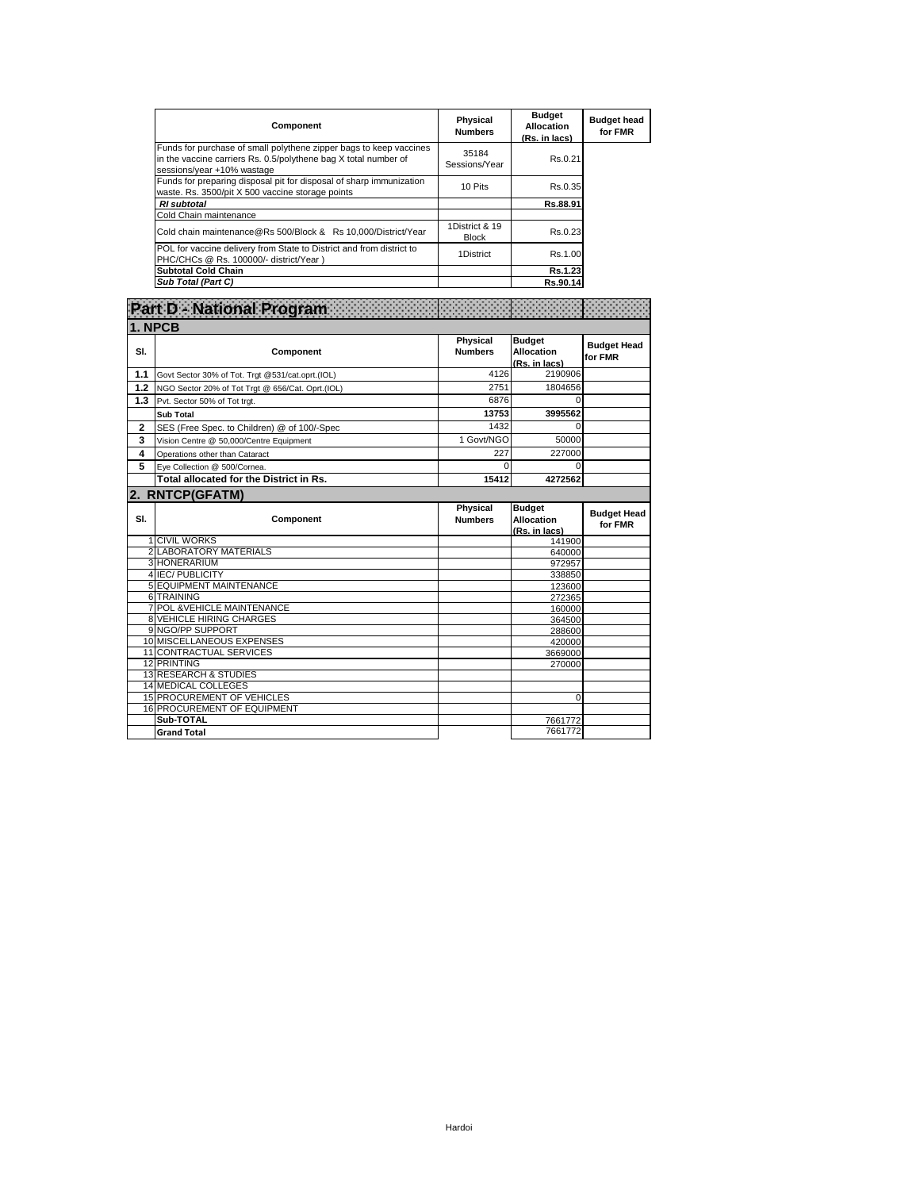| Component | Physical Numbers | Budget Allocation (Rs. in lacs) | Budget head for FMR |
|---|---|---|---|
| Funds for purchase of small polythene zipper bags to keep vaccines in the vaccine carriers Rs. 0.5/polythene bag X total number of sessions/year +10% wastage | 35184 Sessions/Year | Rs.0.21 | |
| Funds for preparing disposal pit for disposal of sharp immunization waste. Rs. 3500/pit X 500 vaccine storage points | 10 Pits | Rs.0.35 | |
| ***RI subtotal*** | | **Rs.88.91** | |
| Cold Chain maintenance | | | |
| Cold chain maintenance@Rs 500/Block & Rs 10,000/District/Year | 1District & 19 Block | Rs.0.23 | |
| POL for vaccine delivery from State to District and from district to PHC/CHCs @ Rs. 100000/- district/Year ) | 1District | Rs.1.00 | |
| **Subtotal Cold Chain** | | **Rs.1.23** | |
| ***Sub Total (Part C)*** | | **Rs.90.14** | |

# Part D - National Program

## 1. NPCB

| Sl. | Component | Physical Numbers | Budget Allocation (Rs. in lacs) | Budget Head for FMR |
|---|---|---|---|---|
| **1.1** | Govt Sector 30% of Tot. Trgt @531/cat.oprt.(IOL) | 4126 | 2190906 | |
| **1.2** | NGO Sector 20% of Tot Trgt @ 656/Cat. Oprt.(IOL) | 2751 | 1804656 | |
| **1.3** | Pvt. Sector 50% of Tot trgt. | 6876 | 0 | |
| | **Sub Total** | **13753** | **3995562** | |
| **2** | SES (Free Spec. to Children) @ of 100/-Spec | 1432 | 0 | |
| **3** | Vision Centre @ 50,000/Centre Equipment | 1 Govt/NGO | 50000 | |
| **4** | Operations other than Cataract | 227 | 227000 | |
| **5** | Eye Collection @ 500/Cornea. | 0 | 0 | |
| | **Total allocated for the District in Rs.** | **15412** | **4272562** | |

## 2. RNTCP(GFATM)

| Sl. | Component | Physical Numbers | Budget Allocation (Rs. in lacs) | Budget Head for FMR |
|---|---|---|---|---|
| 1 | CIVIL WORKS | | 141900 | |
| 2 | LABORATORY MATERIALS | | 640000 | |
| 3 | HONERARIUM | | 972957 | |
| 4 | IEC/ PUBLICITY | | 338850 | |
| 5 | EQUIPMENT MAINTENANCE | | 123600 | |
| 6 | TRAINING | | 272365 | |
| 7 | POL &VEHICLE MAINTENANCE | | 160000 | |
| 8 | VEHICLE HIRING CHARGES | | 364500 | |
| 9 | NGO/PP SUPPORT | | 288600 | |
| 10 | MISCELLANEOUS EXPENSES | | 420000 | |
| 11 | CONTRACTUAL SERVICES | | 3669000 | |
| 12 | PRINTING | | 270000 | |
| 13 | RESEARCH & STUDIES | | | |
| 14 | MEDICAL COLLEGES | | | |
| 15 | PROCUREMENT OF VEHICLES | | 0 | |
| 16 | PROCUREMENT OF EQUIPMENT | | | |
| | **Sub-TOTAL** | | 7661772 | |
| | **Grand Total** | | 7661772 | |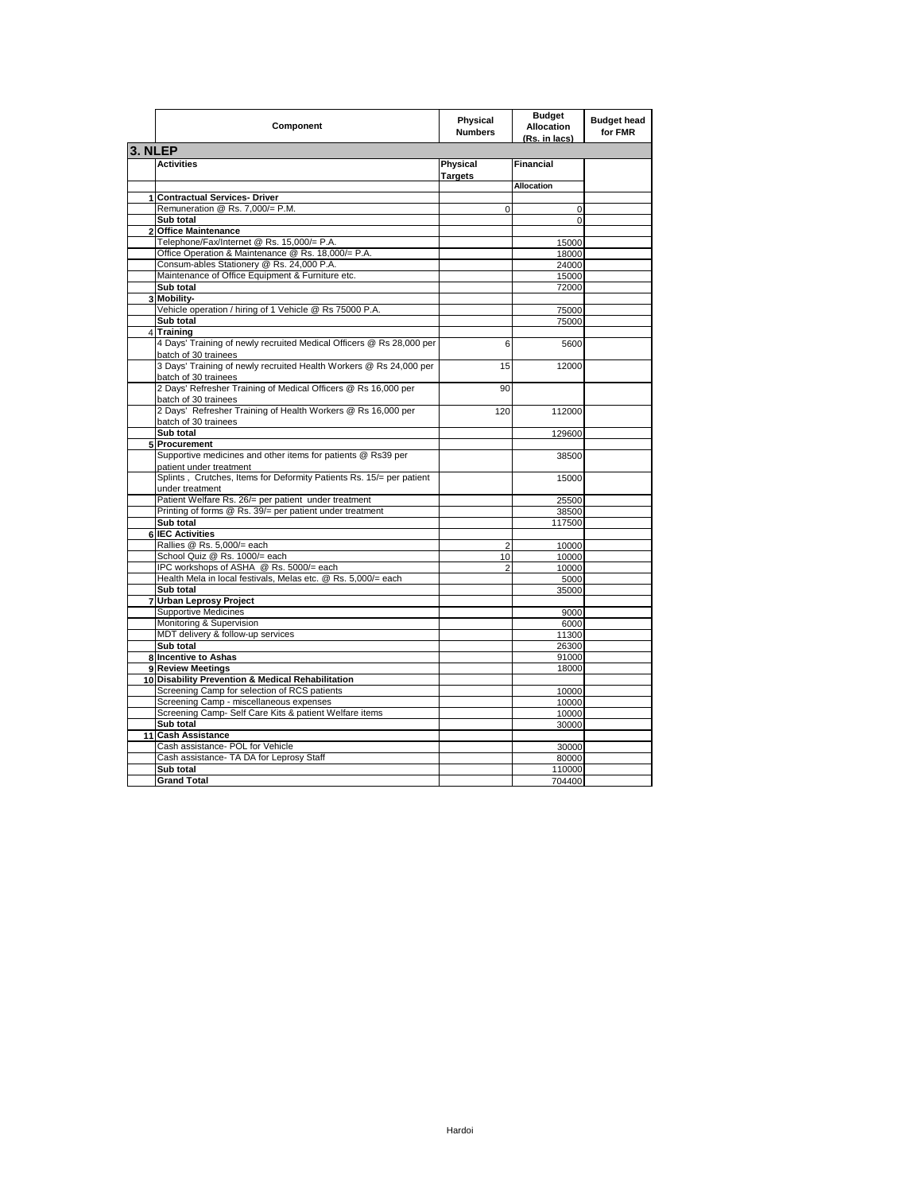| | Component | Physical Numbers | Budget Allocation (Rs. in lacs) | Budget head for FMR |
|---|---|---|---|---|
| **3. NLEP** | | | | |
| | **Activities** | **Physical Targets** | **Financial** | |
| | | | **Allocation** | |
| 1 | **Contractual Services- Driver** | | | |
| | Remuneration @ Rs. 7,000/= P.M. | 0 | 0 | |
| | **Sub total** | | 0 | |
| 2 | **Office Maintenance** | | | |
| | Telephone/Fax/Internet @ Rs. 15,000/= P.A. | | 15000 | |
| | Office Operation & Maintenance @ Rs. 18,000/= P.A. | | 18000 | |
| | Consum-ables Stationery @ Rs. 24,000 P.A. | | 24000 | |
| | Maintenance of Office Equipment & Furniture etc. | | 15000 | |
| | **Sub total** | | 72000 | |
| 3 | **Mobility-** | | | |
| | Vehicle operation / hiring of 1 Vehicle @ Rs 75000 P.A. | | 75000 | |
| | **Sub total** | | 75000 | |
| 4 | **Training** | | | |
| | 4 Days' Training of newly recruited Medical Officers @ Rs 28,000 per batch of 30 trainees | 6 | 5600 | |
| | 3 Days' Training of newly recruited Health Workers @ Rs 24,000 per batch of 30 trainees | 15 | 12000 | |
| | 2 Days' Refresher Training of Medical Officers @ Rs 16,000 per batch of 30 trainees | 90 | | |
| | 2 Days' Refresher Training of Health Workers @ Rs 16,000 per batch of 30 trainees | 120 | 112000 | |
| | **Sub total** | | 129600 | |
| 5 | **Procurement** | | | |
| | Supportive medicines and other items for patients @ Rs39 per patient under treatment | | 38500 | |
| | Splints , Crutches, Items for Deformity Patients Rs. 15/= per patient under treatment | | 15000 | |
| | Patient Welfare Rs. 26/= per patient under treatment | | 25500 | |
| | Printing of forms @ Rs. 39/= per patient under treatment | | 38500 | |
| | **Sub total** | | 117500 | |
| 6 | **IEC Activities** | | | |
| | Rallies @ Rs. 5,000/= each | 2 | 10000 | |
| | School Quiz @ Rs. 1000/= each | 10 | 10000 | |
| | IPC workshops of ASHA @ Rs. 5000/= each | 2 | 10000 | |
| | Health Mela in local festivals, Melas etc. @ Rs. 5,000/= each | | 5000 | |
| | **Sub total** | | 35000 | |
| 7 | **Urban Leprosy Project** | | | |
| | Supportive Medicines | | 9000 | |
| | Monitoring & Supervision | | 6000 | |
| | MDT delivery & follow-up services | | 11300 | |
| | **Sub total** | | 26300 | |
| 8 | **Incentive to Ashas** | | 91000 | |
| 9 | **Review Meetings** | | 18000 | |
| 10 | **Disability Prevention & Medical Rehabilitation** | | | |
| | Screening Camp for selection of RCS patients | | 10000 | |
| | Screening Camp - miscellaneous expenses | | 10000 | |
| | Screening Camp- Self Care Kits & patient Welfare items | | 10000 | |
| | **Sub total** | | 30000 | |
| 11 | **Cash Assistance** | | | |
| | Cash assistance- POL for Vehicle | | 30000 | |
| | Cash assistance- TA DA for Leprosy Staff | | 80000 | |
| | **Sub total** | | 110000 | |
| | **Grand Total** | | 704400 | |

Hardoi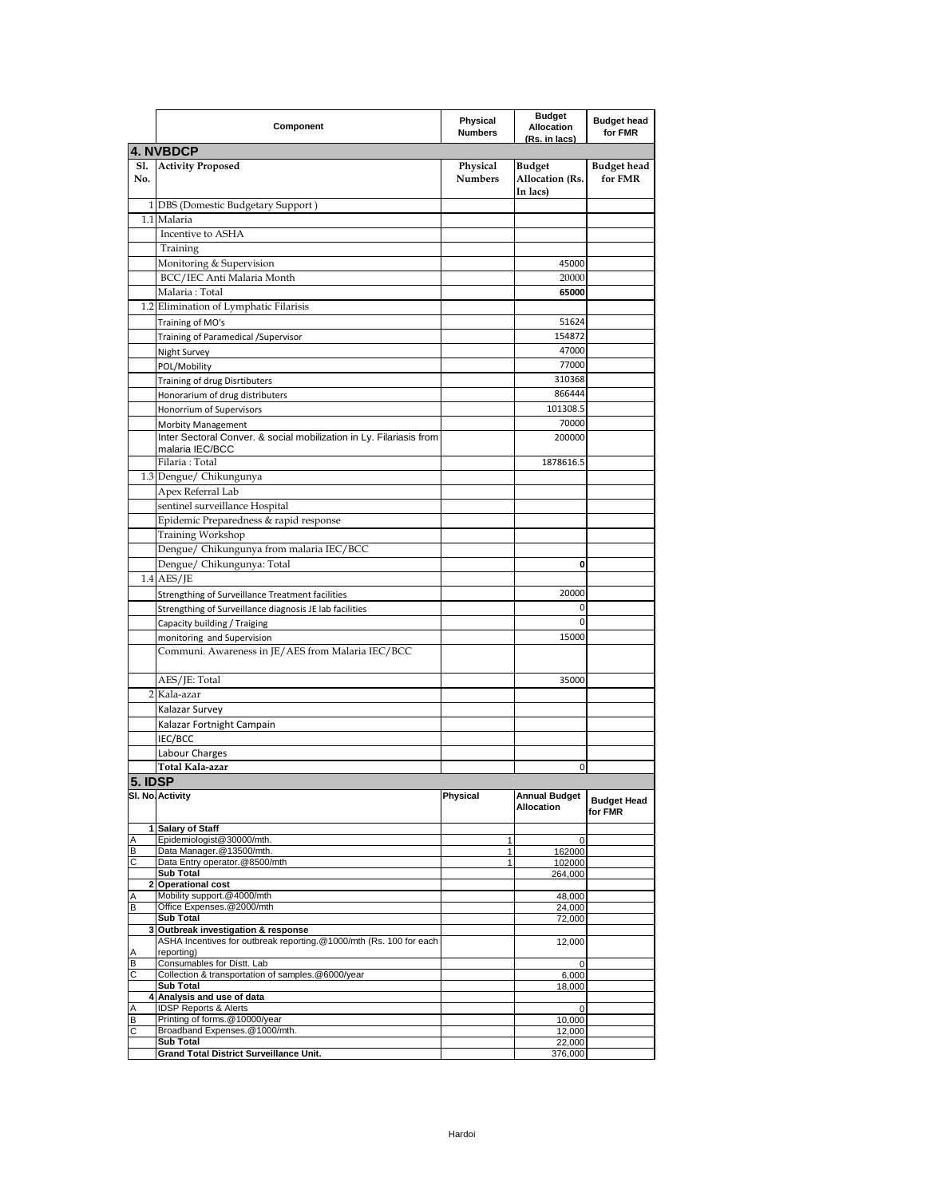| | Component | Physical Numbers | Budget Allocation (Rs. in lacs) | Budget head for FMR |
|---|---|---|---|---|
| **4. NVBDCP** | | | | |
| Sl. No. | Activity Proposed | Physical Numbers | Budget Allocation (Rs. In lacs) | Budget head for FMR |
| 1 | DBS (Domestic Budgetary Support ) | | | |
| 1.1 | Malaria | | | |
| | Incentive to ASHA | | | |
| | Training | | | |
| | Monitoring & Supervision | | 45000 | |
| | BCC/IEC Anti Malaria Month | | 20000 | |
| | Malaria : Total | | **65000** | |
| 1.2 | Elimination of Lymphatic Filarisis | | | |
| | Training of MO's | | 51624 | |
| | Training of Paramedical /Supervisor | | 154872 | |
| | Night Survey | | 47000 | |
| | POL/Mobility | | 77000 | |
| | Training of drug Disrtibuters | | 310368 | |
| | Honorarium of drug distributers | | 866444 | |
| | Honorrium of Supervisors | | 101308.5 | |
| | Morbity Management | | 70000 | |
| | Inter Sectoral Conver. & social mobilization in Ly. Filariasis from malaria IEC/BCC | | 200000 | |
| | Filaria : Total | | 1878616.5 | |
| 1.3 | Dengue/ Chikungunya | | | |
| | Apex Referral Lab | | | |
| | sentinel surveillance Hospital | | | |
| | Epidemic Preparedness & rapid response | | | |
| | Training Workshop | | | |
| | Dengue/ Chikungunya from malaria IEC/BCC | | | |
| | Dengue/ Chikungunya: Total | | **0** | |
| 1.4 | AES/JE | | | |
| | Strengthing of Surveillance Treatment facilities | | 20000 | |
| | Strengthing of Surveillance diagnosis JE lab facilities | | 0 | |
| | Capacity building / Traiging | | 0 | |
| | monitoring and Supervision | | 15000 | |
| | Communi. Awareness in JE/AES from Malaria IEC/BCC | | | |
| | AES/JE: Total | | 35000 | |
| 2 | Kala-azar | | | |
| | Kalazar Survey | | | |
| | Kalazar Fortnight Campain | | | |
| | IEC/BCC | | | |
| | Labour Charges | | | |
| | **Total Kala-azar** | | 0 | |

**5. IDSP**

| Sl. No. | Activity | Physical | Annual Budget Allocation | Budget Head for FMR |
|---|---|---|---|---|
| 1 | **Salary of Staff** | | | |
| A | Epidemiologist@30000/mth. | 1 | 0 | |
| B | Data Manager.@13500/mth. | 1 | 162000 | |
| C | Data Entry operator.@8500/mth | 1 | 102000 | |
| | **Sub Total** | | 264,000 | |
| 2 | **Operational cost** | | | |
| A | Mobility support.@4000/mth | | 48,000 | |
| B | Office Expenses.@2000/mth | | 24,000 | |
| | **Sub Total** | | 72,000 | |
| 3 | **Outbreak investigation & response** | | | |
| A | ASHA Incentives for outbreak reporting.@1000/mth (Rs. 100 for each reporting) | | 12,000 | |
| B | Consumables for Distt. Lab | | 0 | |
| C | Collection & transportation of samples.@6000/year | | 6,000 | |
| | **Sub Total** | | 18,000 | |
| 4 | **Analysis and use of data** | | | |
| A | IDSP Reports & Alerts | | 0 | |
| B | Printing of forms.@10000/year | | 10,000 | |
| C | Broadband Expenses.@1000/mth. | | 12,000 | |
| | **Sub Total** | | 22,000 | |
| | **Grand Total District Surveillance Unit.** | | 376,000 | |